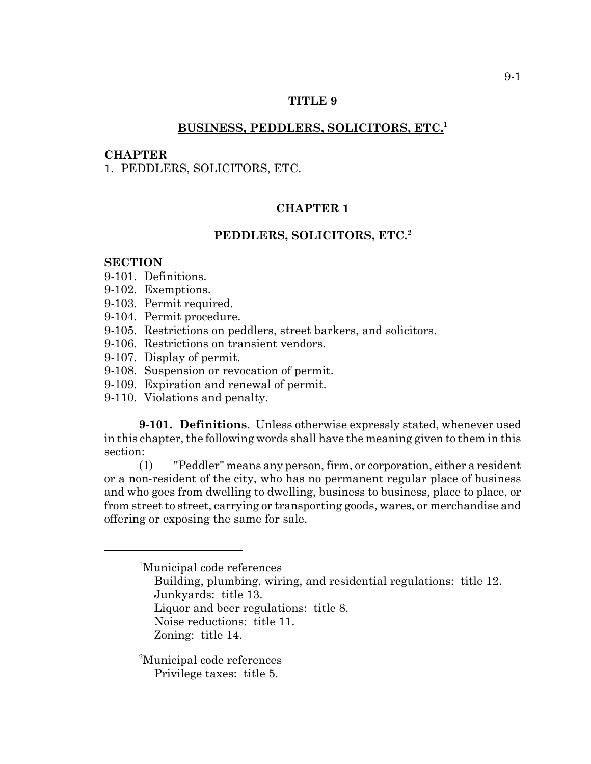# TITLE 9

## BUSINESS, PEDDLERS, SOLICITORS, ETC.[1]

**CHAPTER**

1. PEDDLERS, SOLICITORS, ETC.

## CHAPTER 1

## PEDDLERS, SOLICITORS, ETC.[2]

**SECTION**

9-101. Definitions.
9-102. Exemptions.
9-103. Permit required.
9-104. Permit procedure.
9-105. Restrictions on peddlers, street barkers, and solicitors.
9-106. Restrictions on transient vendors.
9-107. Display of permit.
9-108. Suspension or revocation of permit.
9-109. Expiration and renewal of permit.
9-110. Violations and penalty.

**9-101. Definitions**. Unless otherwise expressly stated, whenever used in this chapter, the following words shall have the meaning given to them in this section:

(1) "Peddler" means any person, firm, or corporation, either a resident or a non-resident of the city, who has no permanent regular place of business and who goes from dwelling to dwelling, business to business, place to place, or from street to street, carrying or transporting goods, wares, or merchandise and offering or exposing the same for sale.

---

[1]Municipal code references
Building, plumbing, wiring, and residential regulations: title 12.
Junkyards: title 13.
Liquor and beer regulations: title 8.
Noise reductions: title 11.
Zoning: title 14.

[2]Municipal code references
Privilege taxes: title 5.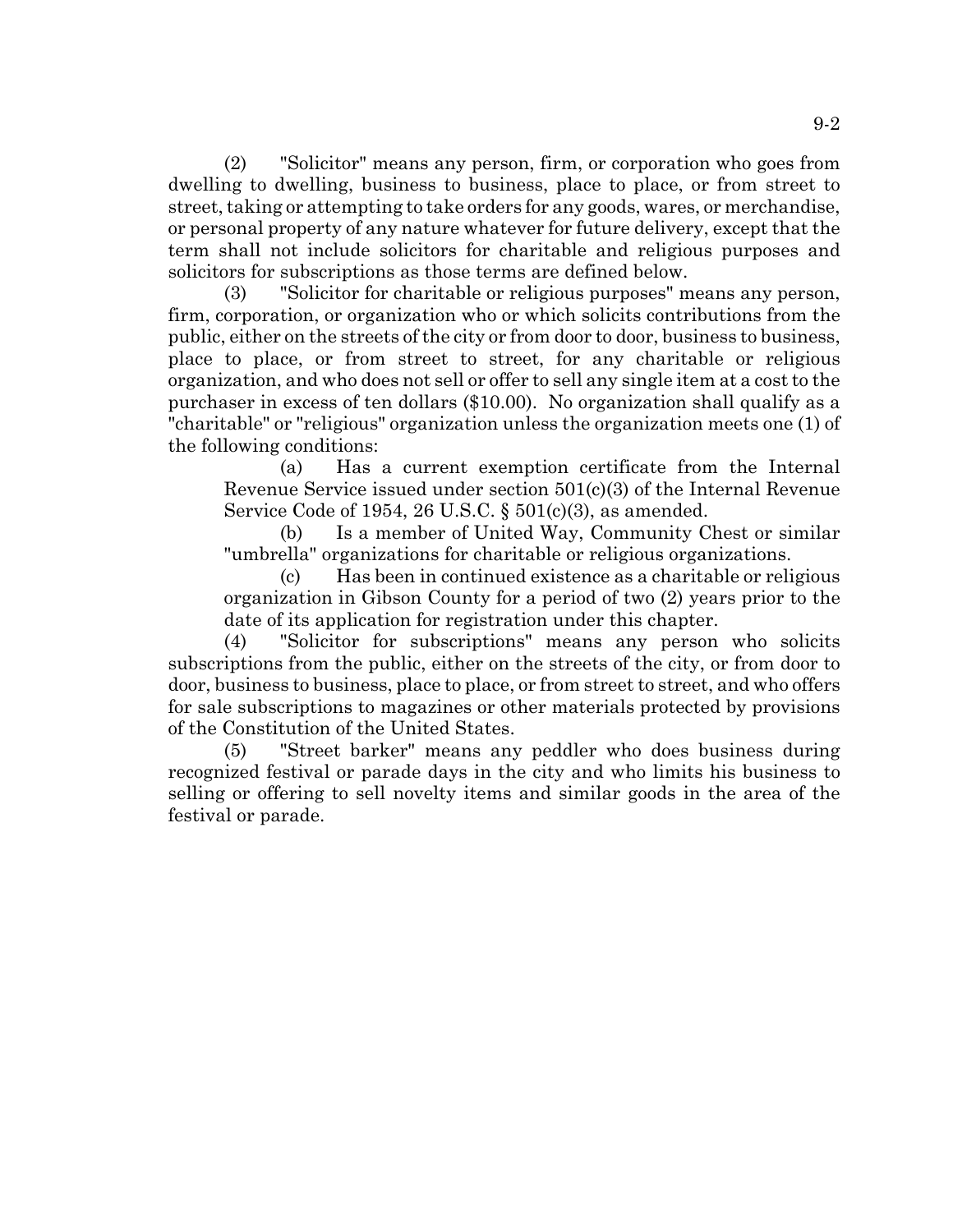(2) "Solicitor" means any person, firm, or corporation who goes from dwelling to dwelling, business to business, place to place, or from street to street, taking or attempting to take orders for any goods, wares, or merchandise, or personal property of any nature whatever for future delivery, except that the term shall not include solicitors for charitable and religious purposes and solicitors for subscriptions as those terms are defined below.

(3) "Solicitor for charitable or religious purposes" means any person, firm, corporation, or organization who or which solicits contributions from the public, either on the streets of the city or from door to door, business to business, place to place, or from street to street, for any charitable or religious organization, and who does not sell or offer to sell any single item at a cost to the purchaser in excess of ten dollars ($10.00). No organization shall qualify as a "charitable" or "religious" organization unless the organization meets one (1) of the following conditions:

(a) Has a current exemption certificate from the Internal Revenue Service issued under section 501(c)(3) of the Internal Revenue Service Code of 1954, 26 U.S.C. § 501(c)(3), as amended.

(b) Is a member of United Way, Community Chest or similar "umbrella" organizations for charitable or religious organizations.

(c) Has been in continued existence as a charitable or religious organization in Gibson County for a period of two (2) years prior to the date of its application for registration under this chapter.

(4) "Solicitor for subscriptions" means any person who solicits subscriptions from the public, either on the streets of the city, or from door to door, business to business, place to place, or from street to street, and who offers for sale subscriptions to magazines or other materials protected by provisions of the Constitution of the United States.

(5) "Street barker" means any peddler who does business during recognized festival or parade days in the city and who limits his business to selling or offering to sell novelty items and similar goods in the area of the festival or parade.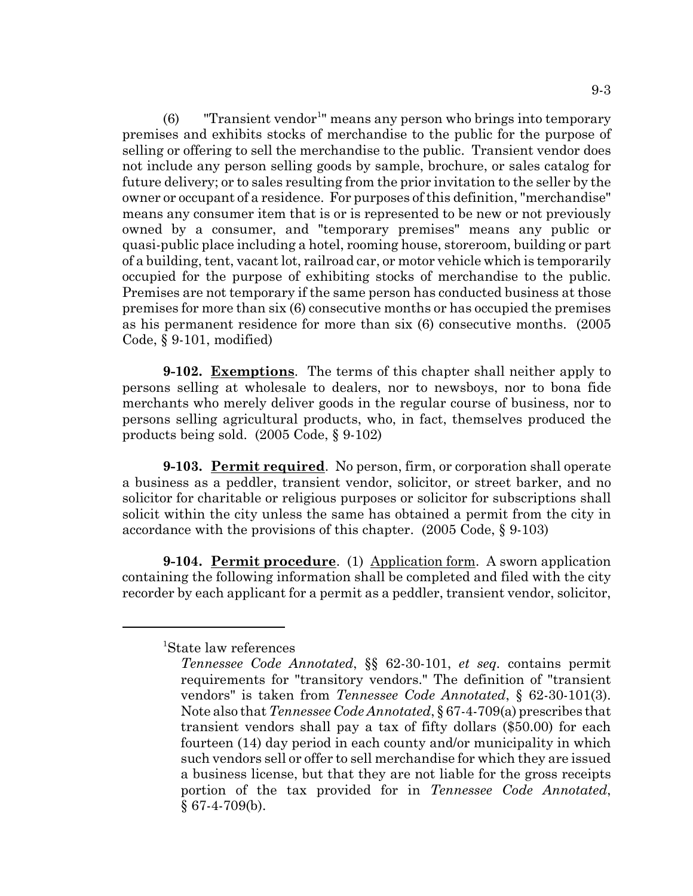(6) "Transient vendor[1]" means any person who brings into temporary premises and exhibits stocks of merchandise to the public for the purpose of selling or offering to sell the merchandise to the public. Transient vendor does not include any person selling goods by sample, brochure, or sales catalog for future delivery; or to sales resulting from the prior invitation to the seller by the owner or occupant of a residence. For purposes of this definition, "merchandise" means any consumer item that is or is represented to be new or not previously owned by a consumer, and "temporary premises" means any public or quasi-public place including a hotel, rooming house, storeroom, building or part of a building, tent, vacant lot, railroad car, or motor vehicle which is temporarily occupied for the purpose of exhibiting stocks of merchandise to the public. Premises are not temporary if the same person has conducted business at those premises for more than six (6) consecutive months or has occupied the premises as his permanent residence for more than six (6) consecutive months. (2005 Code, § 9-101, modified)

**9-102. Exemptions**. The terms of this chapter shall neither apply to persons selling at wholesale to dealers, nor to newsboys, nor to bona fide merchants who merely deliver goods in the regular course of business, nor to persons selling agricultural products, who, in fact, themselves produced the products being sold. (2005 Code, § 9-102)

**9-103. Permit required**. No person, firm, or corporation shall operate a business as a peddler, transient vendor, solicitor, or street barker, and no solicitor for charitable or religious purposes or solicitor for subscriptions shall solicit within the city unless the same has obtained a permit from the city in accordance with the provisions of this chapter. (2005 Code, § 9-103)

**9-104. Permit procedure**. (1) Application form. A sworn application containing the following information shall be completed and filed with the city recorder by each applicant for a permit as a peddler, transient vendor, solicitor,

---

[1]State law references

*Tennessee Code Annotated*, §§ 62-30-101, *et seq*. contains permit requirements for "transitory vendors." The definition of "transient vendors" is taken from *Tennessee Code Annotated*, § 62-30-101(3). Note also that *Tennessee Code Annotated*, § 67-4-709(a) prescribes that transient vendors shall pay a tax of fifty dollars ($50.00) for each fourteen (14) day period in each county and/or municipality in which such vendors sell or offer to sell merchandise for which they are issued a business license, but that they are not liable for the gross receipts portion of the tax provided for in *Tennessee Code Annotated*, § 67-4-709(b).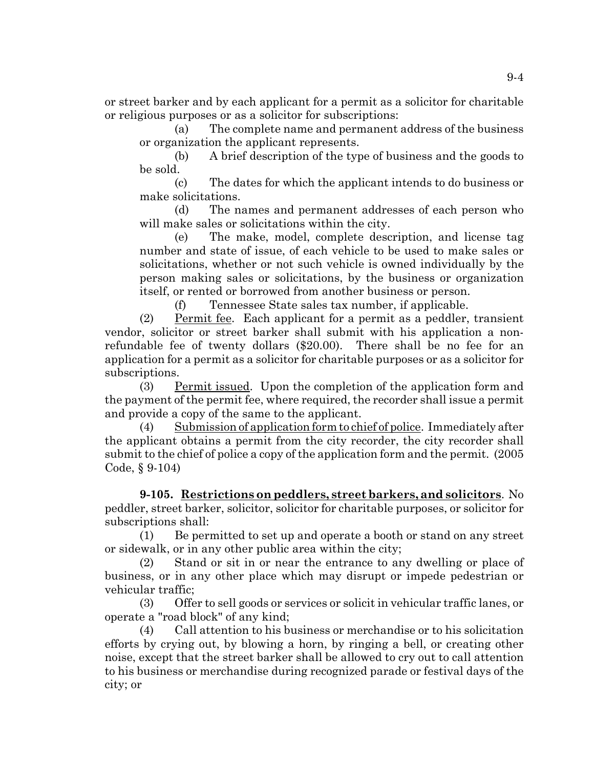or street barker and by each applicant for a permit as a solicitor for charitable or religious purposes or as a solicitor for subscriptions:

(a) The complete name and permanent address of the business or organization the applicant represents.

(b) A brief description of the type of business and the goods to be sold.

(c) The dates for which the applicant intends to do business or make solicitations.

(d) The names and permanent addresses of each person who will make sales or solicitations within the city.

(e) The make, model, complete description, and license tag number and state of issue, of each vehicle to be used to make sales or solicitations, whether or not such vehicle is owned individually by the person making sales or solicitations, by the business or organization itself, or rented or borrowed from another business or person.

(f) Tennessee State sales tax number, if applicable.

(2) Permit fee. Each applicant for a permit as a peddler, transient vendor, solicitor or street barker shall submit with his application a non-refundable fee of twenty dollars ($20.00). There shall be no fee for an application for a permit as a solicitor for charitable purposes or as a solicitor for subscriptions.

(3) Permit issued. Upon the completion of the application form and the payment of the permit fee, where required, the recorder shall issue a permit and provide a copy of the same to the applicant.

(4) Submission of application form to chief of police. Immediately after the applicant obtains a permit from the city recorder, the city recorder shall submit to the chief of police a copy of the application form and the permit. (2005 Code, § 9-104)

**9-105. Restrictions on peddlers, street barkers, and solicitors**. No peddler, street barker, solicitor, solicitor for charitable purposes, or solicitor for subscriptions shall:

(1) Be permitted to set up and operate a booth or stand on any street or sidewalk, or in any other public area within the city;

(2) Stand or sit in or near the entrance to any dwelling or place of business, or in any other place which may disrupt or impede pedestrian or vehicular traffic;

(3) Offer to sell goods or services or solicit in vehicular traffic lanes, or operate a "road block" of any kind;

(4) Call attention to his business or merchandise or to his solicitation efforts by crying out, by blowing a horn, by ringing a bell, or creating other noise, except that the street barker shall be allowed to cry out to call attention to his business or merchandise during recognized parade or festival days of the city; or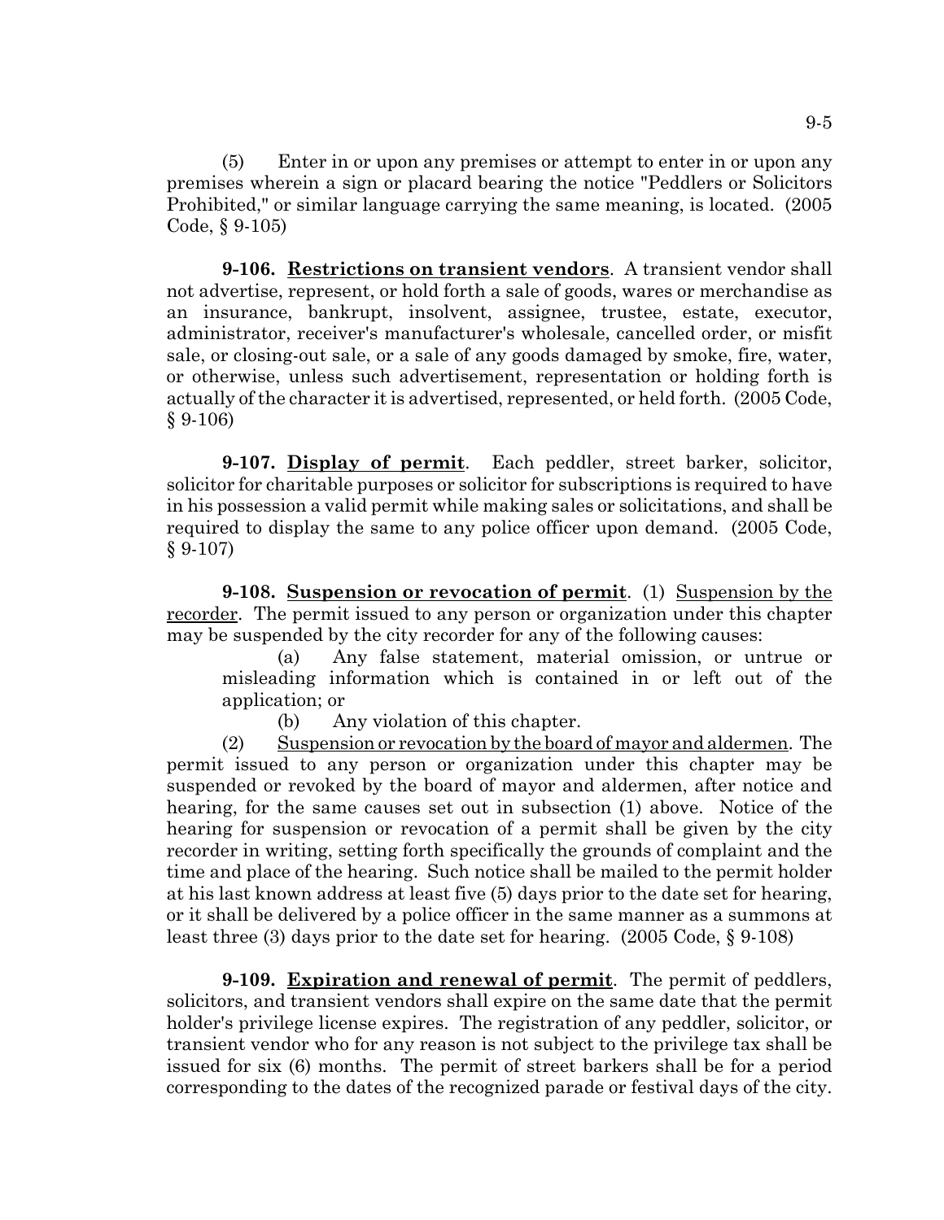(5) Enter in or upon any premises or attempt to enter in or upon any premises wherein a sign or placard bearing the notice "Peddlers or Solicitors Prohibited," or similar language carrying the same meaning, is located. (2005 Code, § 9-105)

**9-106. Restrictions on transient vendors**. A transient vendor shall not advertise, represent, or hold forth a sale of goods, wares or merchandise as an insurance, bankrupt, insolvent, assignee, trustee, estate, executor, administrator, receiver's manufacturer's wholesale, cancelled order, or misfit sale, or closing-out sale, or a sale of any goods damaged by smoke, fire, water, or otherwise, unless such advertisement, representation or holding forth is actually of the character it is advertised, represented, or held forth. (2005 Code, § 9-106)

**9-107. Display of permit**. Each peddler, street barker, solicitor, solicitor for charitable purposes or solicitor for subscriptions is required to have in his possession a valid permit while making sales or solicitations, and shall be required to display the same to any police officer upon demand. (2005 Code, § 9-107)

**9-108. Suspension or revocation of permit**. (1) Suspension by the recorder. The permit issued to any person or organization under this chapter may be suspended by the city recorder for any of the following causes:

(a) Any false statement, material omission, or untrue or misleading information which is contained in or left out of the application; or

(b) Any violation of this chapter.

(2) Suspension or revocation by the board of mayor and aldermen. The permit issued to any person or organization under this chapter may be suspended or revoked by the board of mayor and aldermen, after notice and hearing, for the same causes set out in subsection (1) above. Notice of the hearing for suspension or revocation of a permit shall be given by the city recorder in writing, setting forth specifically the grounds of complaint and the time and place of the hearing. Such notice shall be mailed to the permit holder at his last known address at least five (5) days prior to the date set for hearing, or it shall be delivered by a police officer in the same manner as a summons at least three (3) days prior to the date set for hearing. (2005 Code, § 9-108)

**9-109. Expiration and renewal of permit**. The permit of peddlers, solicitors, and transient vendors shall expire on the same date that the permit holder's privilege license expires. The registration of any peddler, solicitor, or transient vendor who for any reason is not subject to the privilege tax shall be issued for six (6) months. The permit of street barkers shall be for a period corresponding to the dates of the recognized parade or festival days of the city.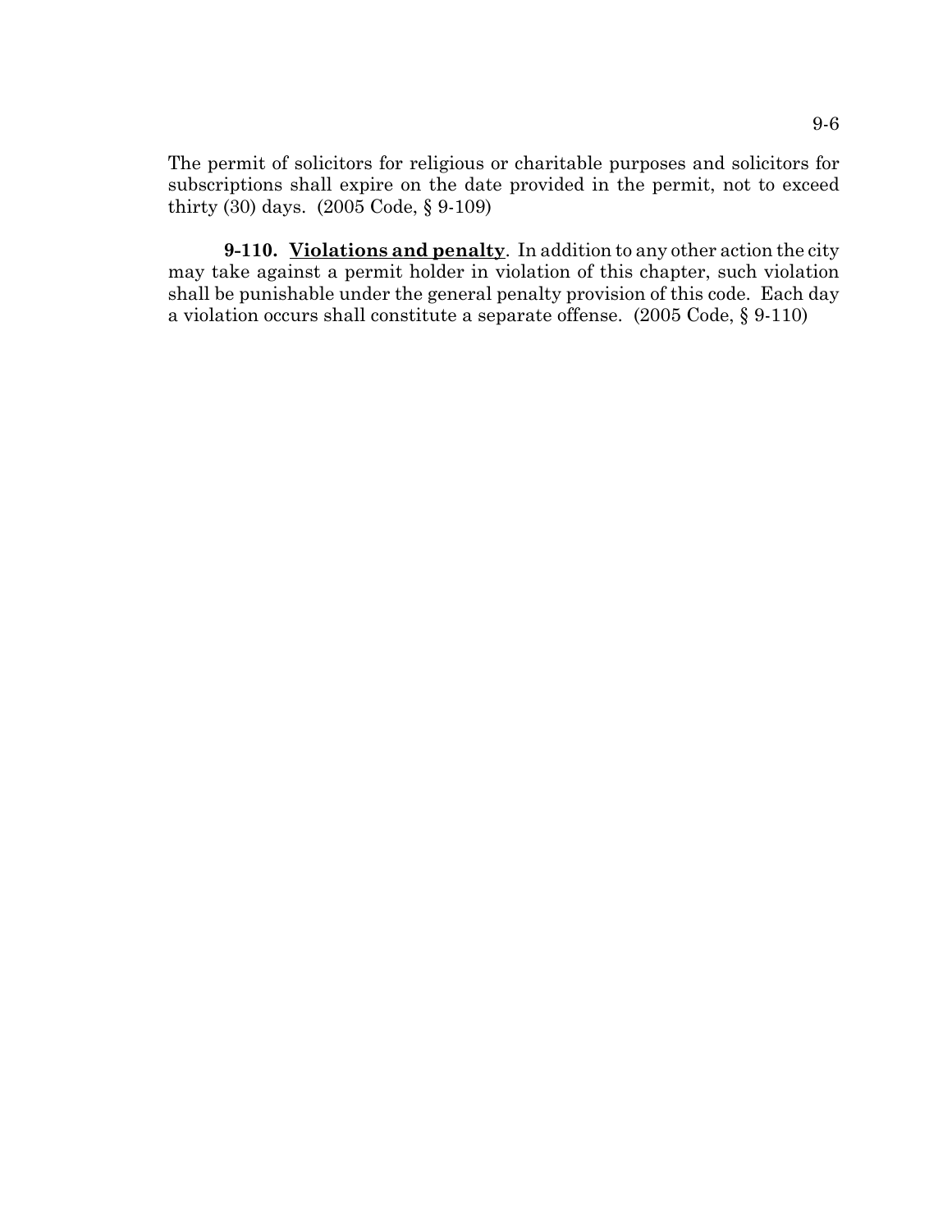The permit of solicitors for religious or charitable purposes and solicitors for subscriptions shall expire on the date provided in the permit, not to exceed thirty (30) days. (2005 Code, § 9-109)

**9-110. <u>Violations and penalty</u>**. In addition to any other action the city may take against a permit holder in violation of this chapter, such violation shall be punishable under the general penalty provision of this code. Each day a violation occurs shall constitute a separate offense. (2005 Code, § 9-110)